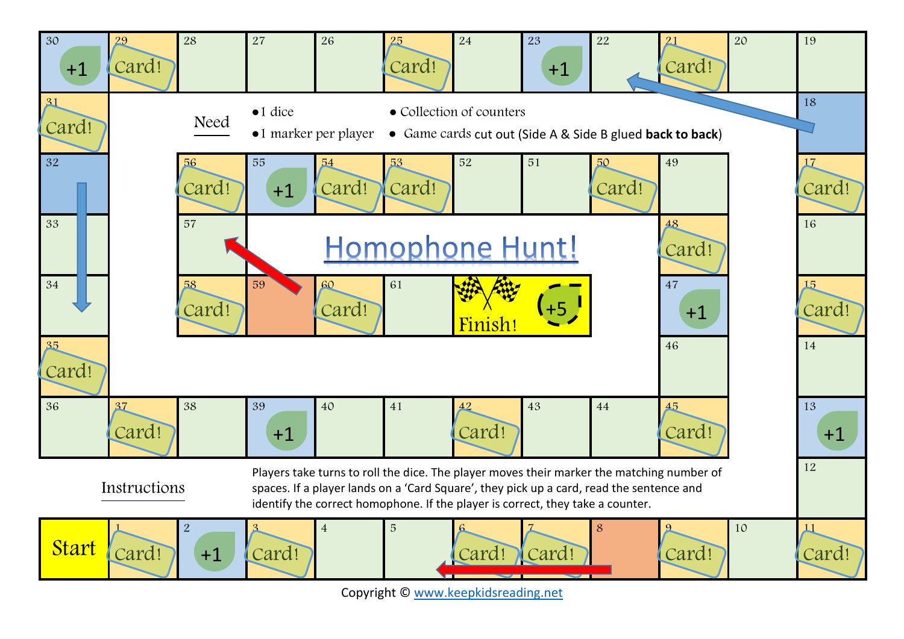# Homophone Hunt!

**Need**

- 1 dice
- 1 marker per player
- Collection of counters
- Game cards cut out (Side A & Side B glued **back to back**)

**Instructions**

Players take turns to roll the dice. The player moves their marker the matching number of spaces. If a player lands on a 'Card Square', they pick up a card, read the sentence and identify the correct homophone. If the player is correct, they take a counter.

| Square | Content |
| --- | --- |
| Start | |
| 1 | Card! |
| 2 | +1 |
| 3 | Card! |
| 4 | |
| 5 | |
| 6 | Card! |
| 7 | Card! |
| 8 | |
| 9 | Card! |
| 10 | |
| 11 | Card! |
| 12 | |
| 13 | +1 |
| 14 | |
| 15 | Card! |
| 16 | |
| 17 | Card! |
| 18 | |
| 19 | |
| 20 | |
| 21 | Card! |
| 22 | |
| 23 | +1 |
| 24 | |
| 25 | Card! |
| 26 | |
| 27 | |
| 28 | |
| 29 | Card! |
| 30 | +1 |
| 31 | Card! |
| 32 | |
| 33 | |
| 34 | |
| 35 | Card! |
| 36 | |
| 37 | Card! |
| 38 | |
| 39 | +1 |
| 40 | |
| 41 | |
| 42 | Card! |
| 43 | |
| 44 | |
| 45 | Card! |
| 46 | |
| 47 | +1 |
| 48 | Card! |
| 49 | |
| 50 | Card! |
| 51 | |
| 52 | |
| 53 | Card! |
| 54 | Card! |
| 55 | +1 |
| 56 | Card! |
| 57 | |
| 58 | Card! |
| 59 | |
| 60 | Card! |
| 61 | |
| Finish! | +5 |

Copyright © www.keepkidsreading.net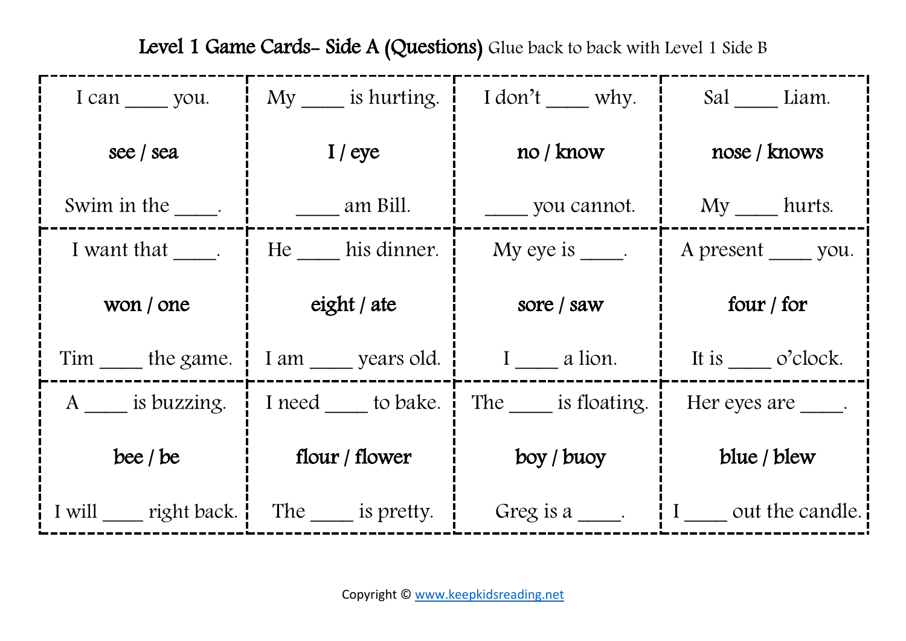# Level 1 Game Cards- Side A (Questions) Glue back to back with Level 1 Side B

| | | | |
|---|---|---|---|
| I can ____ you.<br><br>**see / sea**<br><br>Swim in the ____. | My ____ is hurting.<br><br>**I / eye**<br><br>____ am Bill. | I don't ____ why.<br><br>**no / know**<br><br>____ you cannot. | Sal ____ Liam.<br><br>**nose / knows**<br><br>My ____ hurts. |
| I want that ____.<br><br>**won / one**<br><br>Tim ____ the game. | He ____ his dinner.<br><br>**eight / ate**<br><br>I am ____ years old. | My eye is ____.<br><br>**sore / saw**<br><br>I ____ a lion. | A present ____ you.<br><br>**four / for**<br><br>It is ____ o'clock. |
| A ____ is buzzing.<br><br>**bee / be**<br><br>I will ____ right back. | I need ____ to bake.<br><br>**flour / flower**<br><br>The ____ is pretty. | The ____ is floating.<br><br>**boy / buoy**<br><br>Greg is a ____. | Her eyes are ____.<br><br>**blue / blew**<br><br>I ____ out the candle. |

Copyright © www.keepkidsreading.net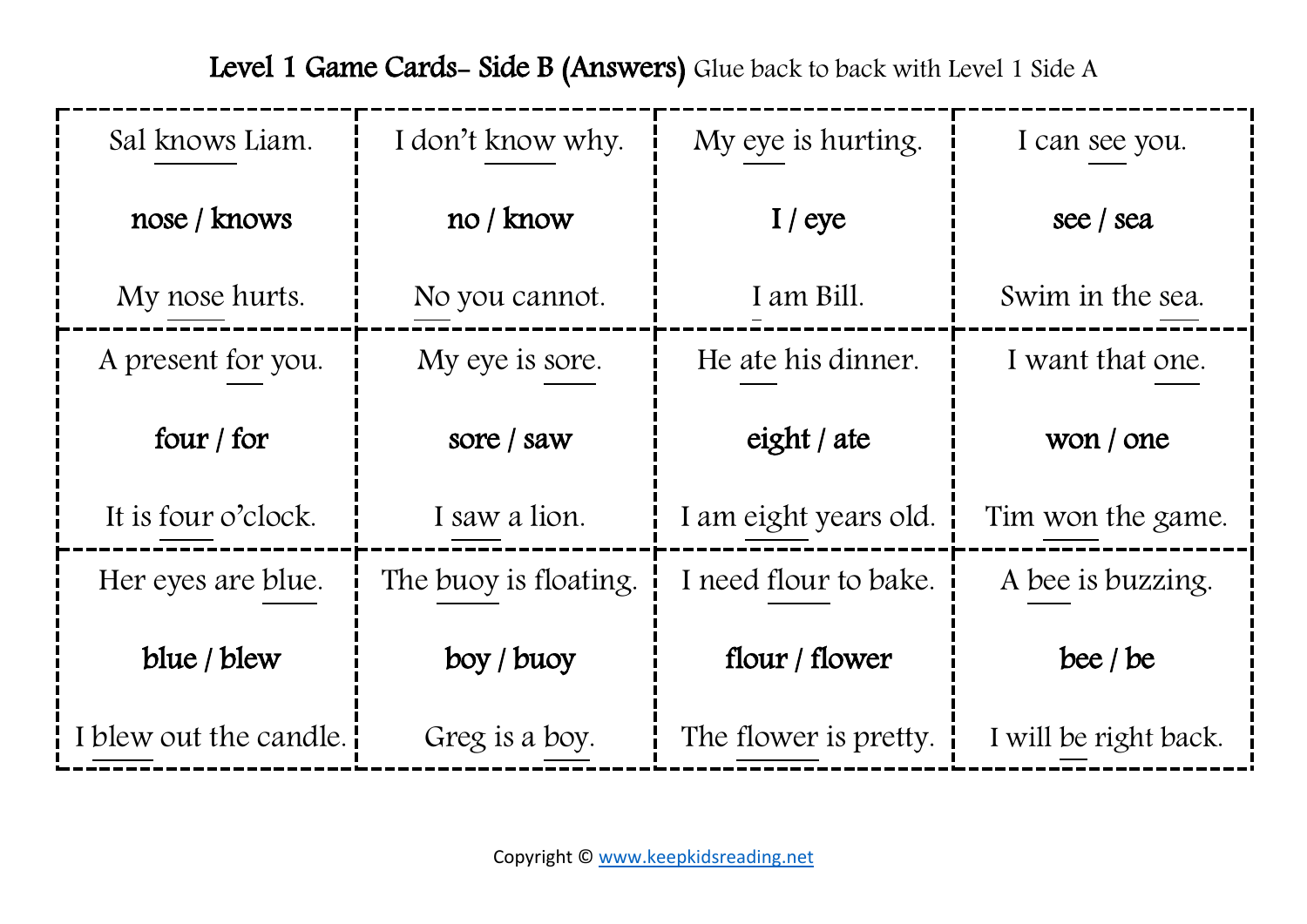# **Level 1 Game Cards- Side B (Answers)** Glue back to back with Level 1 Side A

| | | | |
|---|---|---|---|
| Sal knows Liam.<br><br>**nose / knows**<br><br>My nose hurts. | I don’t know why.<br><br>**no / know**<br><br>No you cannot. | My eye is hurting.<br><br>**I / eye**<br><br>I am Bill. | I can see you.<br><br>**see / sea**<br><br>Swim in the sea. |
| A present for you.<br><br>**four / for**<br><br>It is four o’clock. | My eye is sore.<br><br>**sore / saw**<br><br>I saw a lion. | He ate his dinner.<br><br>**eight / ate**<br><br>I am eight years old. | I want that one.<br><br>**won / one**<br><br>Tim won the game. |
| Her eyes are blue.<br><br>**blue / blew**<br><br>I blew out the candle. | The buoy is floating.<br><br>**boy / buoy**<br><br>Greg is a boy. | I need flour to bake.<br><br>**flour / flower**<br><br>The flower is pretty. | A bee is buzzing.<br><br>**bee / be**<br><br>I will be right back. |

Copyright © www.keepkidsreading.net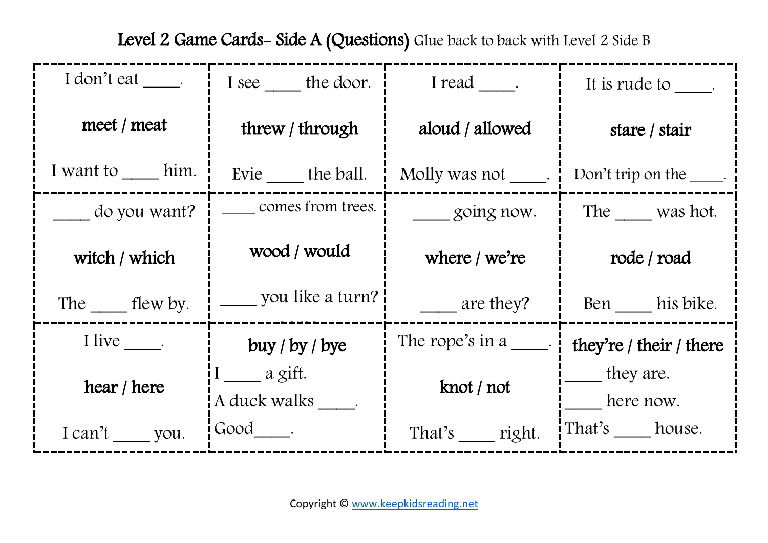# Level 2 Game Cards- Side A (Questions) Glue back to back with Level 2 Side B

| | | | |
|---|---|---|---|
| I don't eat ____.<br><br>**meet / meat**<br><br>I want to ____ him. | I see ____ the door.<br><br>**threw / through**<br><br>Evie ____ the ball. | I read ____.<br><br>**aloud / allowed**<br><br>Molly was not ____. | It is rude to ____.<br><br>**stare / stair**<br><br>Don't trip on the ____. |
| ____ do you want?<br><br>**witch / which**<br><br>The ____ flew by. | ____ comes from trees.<br><br>**wood / would**<br><br>____ you like a turn? | ____ going now.<br><br>**where / we're**<br><br>____ are they? | The ____ was hot.<br><br>**rode / road**<br><br>Ben ____ his bike. |
| I live ____.<br><br>**hear / here**<br><br>I can't ____ you. | **buy / by / bye**<br>I ____ a gift.<br>A duck walks ____.<br>Good____. | The rope's in a ____.<br><br>**knot / not**<br><br>That's ____ right. | **they're / their / there**<br>____ they are.<br>____ here now.<br>That's ____ house. |

Copyright © www.keepkidsreading.net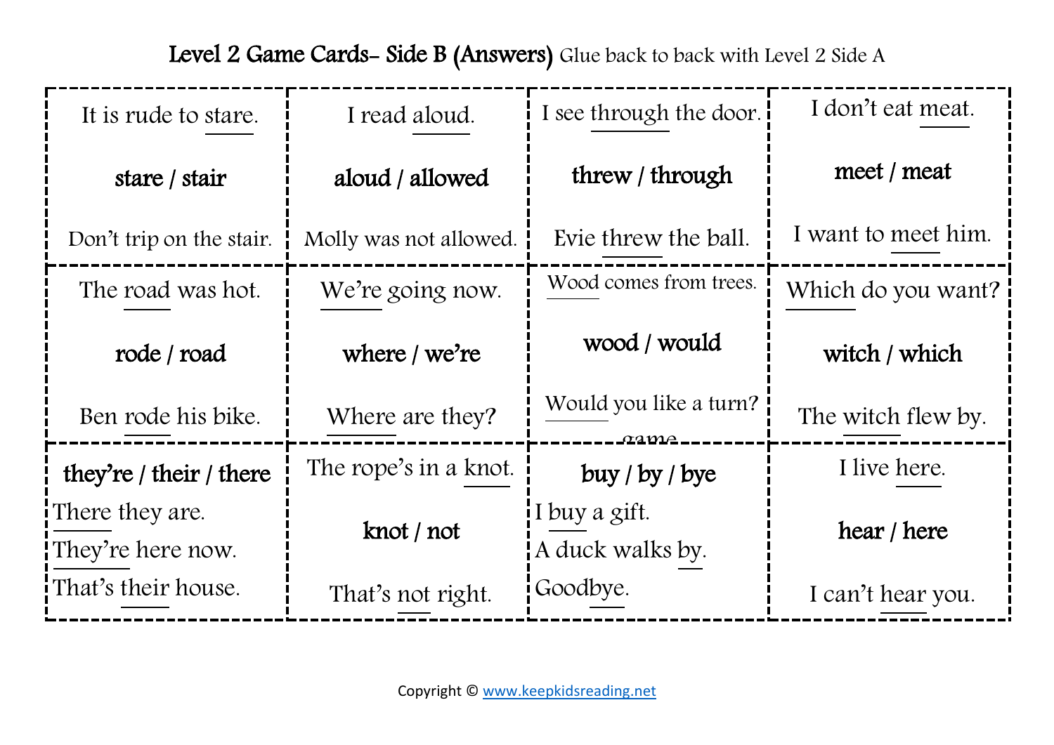# Level 2 Game Cards- Side B (Answers) Glue back to back with Level 2 Side A

| | | | |
|---|---|---|---|
| It is rude to stare.<br><br>**stare / stair**<br><br>Don't trip on the stair. | I read aloud.<br><br>**aloud / allowed**<br><br>Molly was not allowed. | I see through the door.<br><br>**threw / through**<br><br>Evie threw the ball. | I don't eat meat.<br><br>**meet / meat**<br><br>I want to meet him. |
| The road was hot.<br><br>**rode / road**<br><br>Ben rode his bike. | We're going now.<br><br>**where / we're**<br><br>Where are they? | Wood comes from trees.<br><br>**wood / would**<br><br>Would you like a turn?<br>game | Which do you want?<br><br>**witch / which**<br><br>The witch flew by. |
| **they're / their / there**<br>There they are.<br>They're here now.<br>That's their house. | The rope's in a knot.<br><br>**knot / not**<br><br>That's not right. | **buy / by / bye**<br>I buy a gift.<br>A duck walks by.<br>Goodbye. | I live here.<br><br>**hear / here**<br><br>I can't hear you. |

Copyright © www.keepkidsreading.net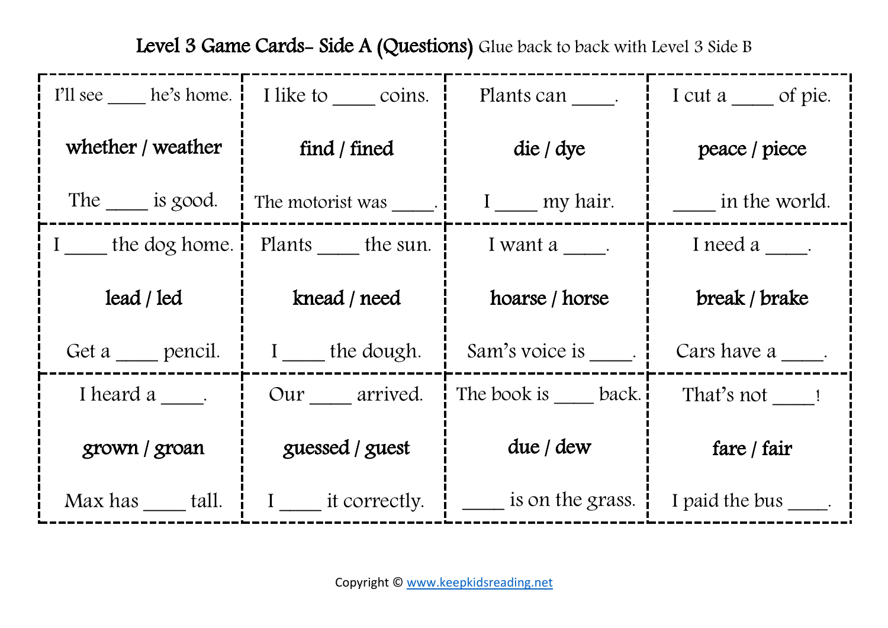# Level 3 Game Cards- Side A (Questions) Glue back to back with Level 3 Side B

| | | | |
|---|---|---|---|
| I'll see ____ he's home.<br><br>**whether / weather**<br><br>The ____ is good. | I like to ____ coins.<br><br>**find / fined**<br><br>The motorist was ____. | Plants can ____.<br><br>**die / dye**<br><br>I ____ my hair. | I cut a ____ of pie.<br><br>**peace / piece**<br><br>____ in the world. |
| I ____ the dog home.<br><br>**lead / led**<br><br>Get a ____ pencil. | Plants ____ the sun.<br><br>**knead / need**<br><br>I ____ the dough. | I want a ____.<br><br>**hoarse / horse**<br><br>Sam's voice is ____. | I need a ____.<br><br>**break / brake**<br><br>Cars have a ____. |
| I heard a ____.<br><br>**grown / groan**<br><br>Max has ____ tall. | Our ____ arrived.<br><br>**guessed / guest**<br><br>I ____ it correctly. | The book is ____ back.<br><br>**due / dew**<br><br>____ is on the grass. | That's not ____!<br><br>**fare / fair**<br><br>I paid the bus ____. |

Copyright © www.keepkidsreading.net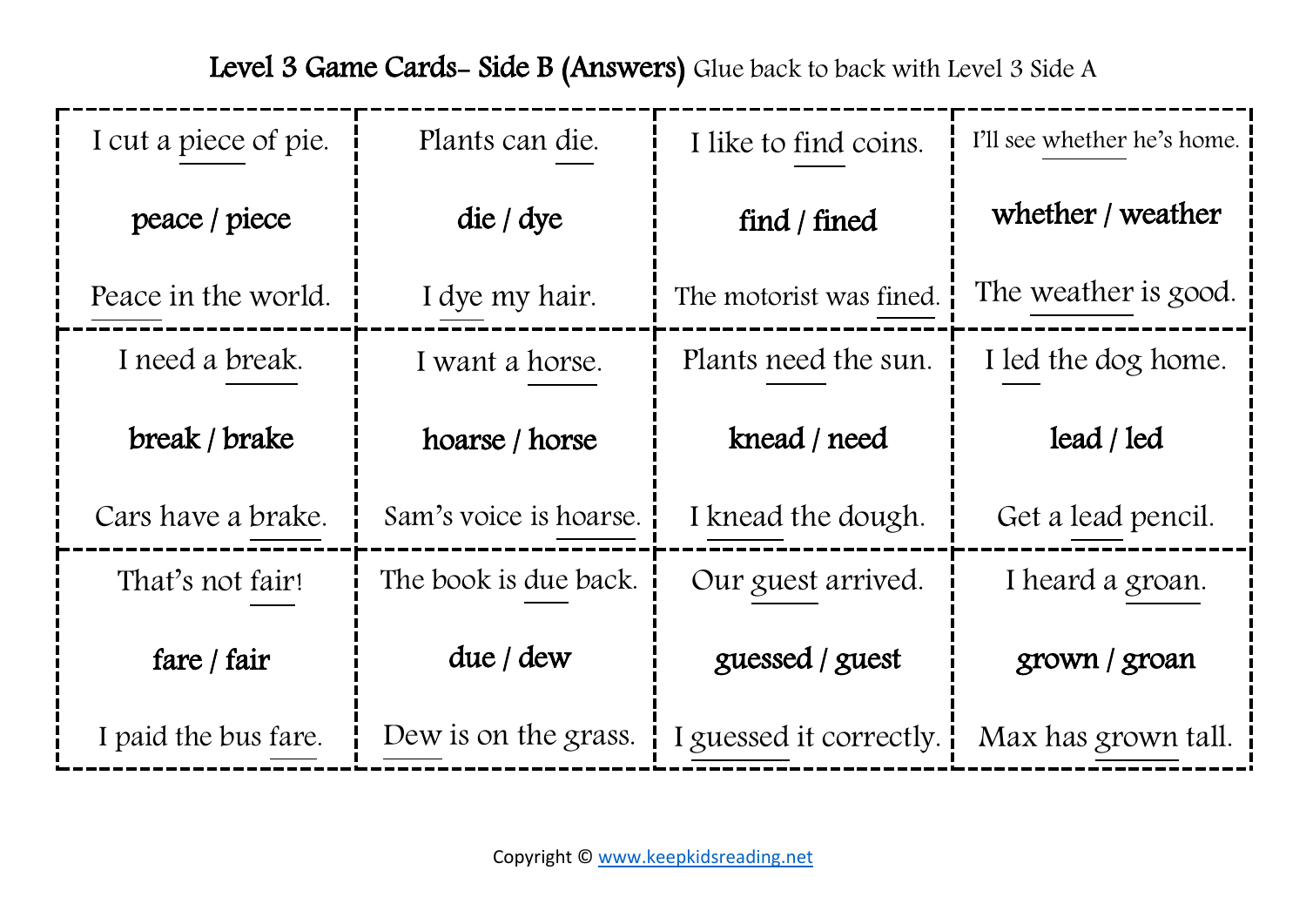# Level 3 Game Cards- Side B (Answers) Glue back to back with Level 3 Side A

| | | | |
|---|---|---|---|
| I cut a piece of pie.<br><br>**peace / piece**<br><br>Peace in the world. | Plants can die.<br><br>**die / dye**<br><br>I dye my hair. | I like to find coins.<br><br>**find / fined**<br><br>The motorist was fined. | I'll see whether he's home.<br><br>**whether / weather**<br><br>The weather is good. |
| I need a break.<br><br>**break / brake**<br><br>Cars have a brake. | I want a horse.<br><br>**hoarse / horse**<br><br>Sam's voice is hoarse. | Plants need the sun.<br><br>**knead / need**<br><br>I knead the dough. | I led the dog home.<br><br>**lead / led**<br><br>Get a lead pencil. |
| That's not fair!<br><br>**fare / fair**<br><br>I paid the bus fare. | The book is due back.<br><br>**due / dew**<br><br>Dew is on the grass. | Our guest arrived.<br><br>**guessed / guest**<br><br>I guessed it correctly. | I heard a groan.<br><br>**grown / groan**<br><br>Max has grown tall. |

Copyright © www.keepkidsreading.net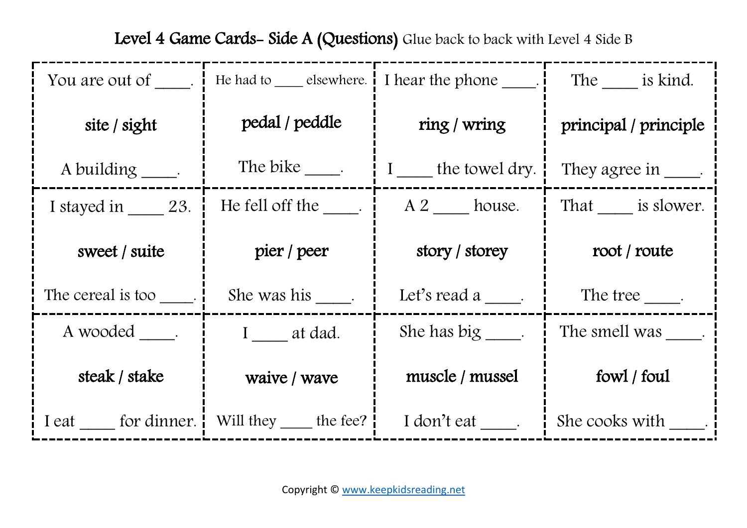# Level 4 Game Cards- Side A (Questions) Glue back to back with Level 4 Side B

| | | | |
|---|---|---|---|
| You are out of ____. <br><br> **site / sight** <br><br> A building ____. | He had to ____ elsewhere. <br><br> **pedal / peddle** <br><br> The bike ____. | I hear the phone ____. <br><br> **ring / wring** <br><br> I ____ the towel dry. | The ____ is kind. <br><br> **principal / principle** <br><br> They agree in ____. |
| I stayed in ____ 23. <br><br> **sweet / suite** <br><br> The cereal is too ____. | He fell off the ____. <br><br> **pier / peer** <br><br> She was his ____. | A 2 ____ house. <br><br> **story / storey** <br><br> Let's read a ____. | That ____ is slower. <br><br> **root / route** <br><br> The tree ____. |
| A wooded ____. <br><br> **steak / stake** <br><br> I eat ____ for dinner. | I ____ at dad. <br><br> **waive / wave** <br><br> Will they ____ the fee? | She has big ____. <br><br> **muscle / mussel** <br><br> I don't eat ____. | The smell was ____. <br><br> **fowl / foul** <br><br> She cooks with ____. |

Copyright © www.keepkidsreading.net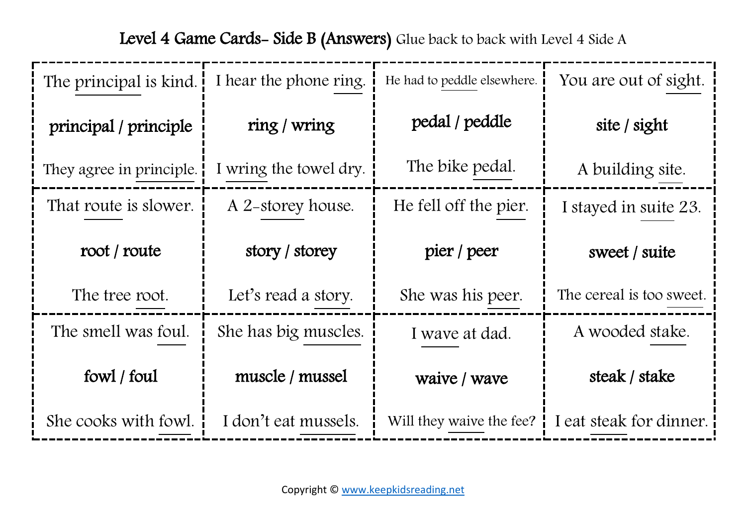# Level 4 Game Cards- Side B (Answers) Glue back to back with Level 4 Side A

| | | | |
|---|---|---|---|
| The principal is kind.<br><br>**principal / principle**<br><br>They agree in principle. | I hear the phone ring.<br><br>**ring / wring**<br><br>I wring the towel dry. | He had to peddle elsewhere.<br><br>**pedal / peddle**<br><br>The bike pedal. | You are out of sight.<br><br>**site / sight**<br><br>A building site. |
| That route is slower.<br><br>**root / route**<br><br>The tree root. | A 2-storey house.<br><br>**story / storey**<br><br>Let's read a story. | He fell off the pier.<br><br>**pier / peer**<br><br>She was his peer. | I stayed in suite 23.<br><br>**sweet / suite**<br><br>The cereal is too sweet. |
| The smell was foul.<br><br>**fowl / foul**<br><br>She cooks with fowl. | She has big muscles.<br><br>**muscle / mussel**<br><br>I don't eat mussels. | I wave at dad.<br><br>**waive / wave**<br><br>Will they waive the fee? | A wooded stake.<br><br>**steak / stake**<br><br>I eat steak for dinner. |

Copyright © www.keepkidsreading.net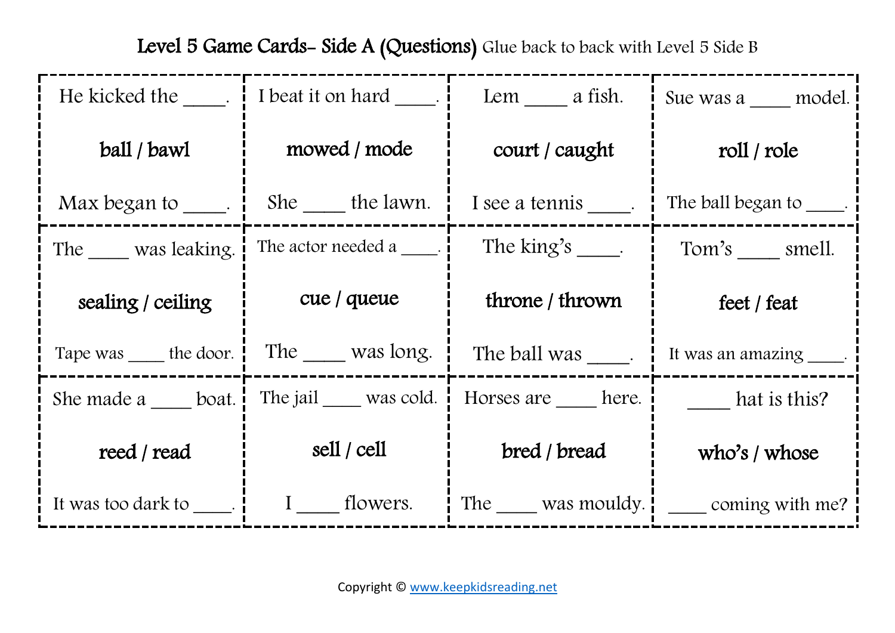# Level 5 Game Cards- Side A (Questions) Glue back to back with Level 5 Side B

| | | | |
|---|---|---|---|
| He kicked the ____.<br><br>**ball / bawl**<br><br>Max began to ____. | I beat it on hard ____.<br><br>**mowed / mode**<br><br>She ____ the lawn. | Lem ____ a fish.<br><br>**court / caught**<br><br>I see a tennis ____. | Sue was a ____ model.<br><br>**roll / role**<br><br>The ball began to ____. |
| The ____ was leaking.<br><br>**sealing / ceiling**<br><br>Tape was ____ the door. | The actor needed a ____.<br><br>**cue / queue**<br><br>The ____ was long. | The king's ____.<br><br>**throne / thrown**<br><br>The ball was ____. | Tom's ____ smell.<br><br>**feet / feat**<br><br>It was an amazing ____. |
| She made a ____ boat.<br><br>**reed / read**<br><br>It was too dark to ____. | The jail ____ was cold.<br><br>**sell / cell**<br><br>I ____ flowers. | Horses are ____ here.<br><br>**bred / bread**<br><br>The ____ was mouldy. | ____ hat is this?<br><br>**who's / whose**<br><br>____ coming with me? |

Copyright © www.keepkidsreading.net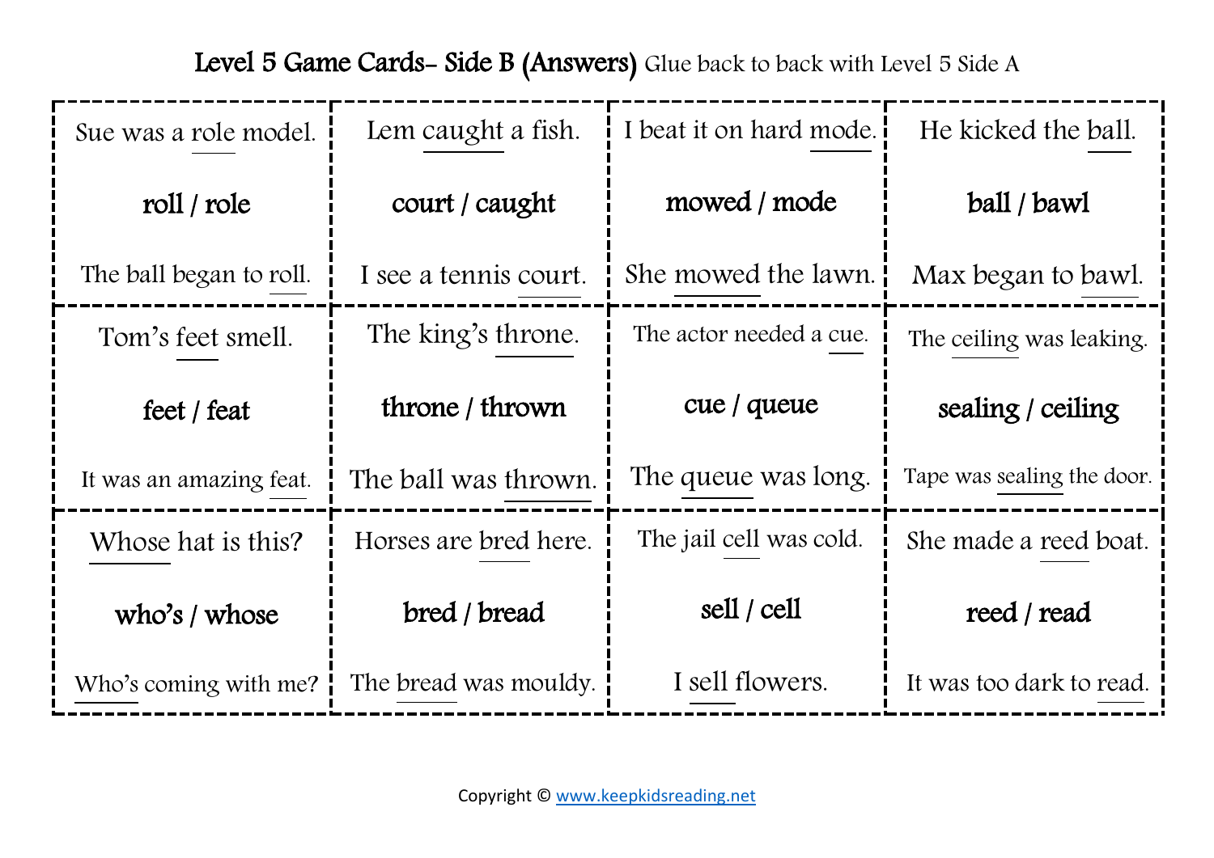# Level 5 Game Cards- Side B (Answers)

Glue back to back with Level 5 Side A

| | | | |
|---|---|---|---|
| Sue was a role model.<br><br>**roll / role**<br><br>The ball began to roll. | Lem caught a fish.<br><br>**court / caught**<br><br>I see a tennis court. | I beat it on hard mode.<br><br>**mowed / mode**<br><br>She mowed the lawn. | He kicked the ball.<br><br>**ball / bawl**<br><br>Max began to bawl. |
| Tom's feet smell.<br><br>**feet / feat**<br><br>It was an amazing feat. | The king's throne.<br><br>**throne / thrown**<br><br>The ball was thrown. | The actor needed a cue.<br><br>**cue / queue**<br><br>The queue was long. | The ceiling was leaking.<br><br>**sealing / ceiling**<br><br>Tape was sealing the door. |
| Whose hat is this?<br><br>**who's / whose**<br><br>Who's coming with me? | Horses are bred here.<br><br>**bred / bread**<br><br>The bread was mouldy. | The jail cell was cold.<br><br>**sell / cell**<br><br>I sell flowers. | She made a reed boat.<br><br>**reed / read**<br><br>It was too dark to read. |

Copyright © www.keepkidsreading.net